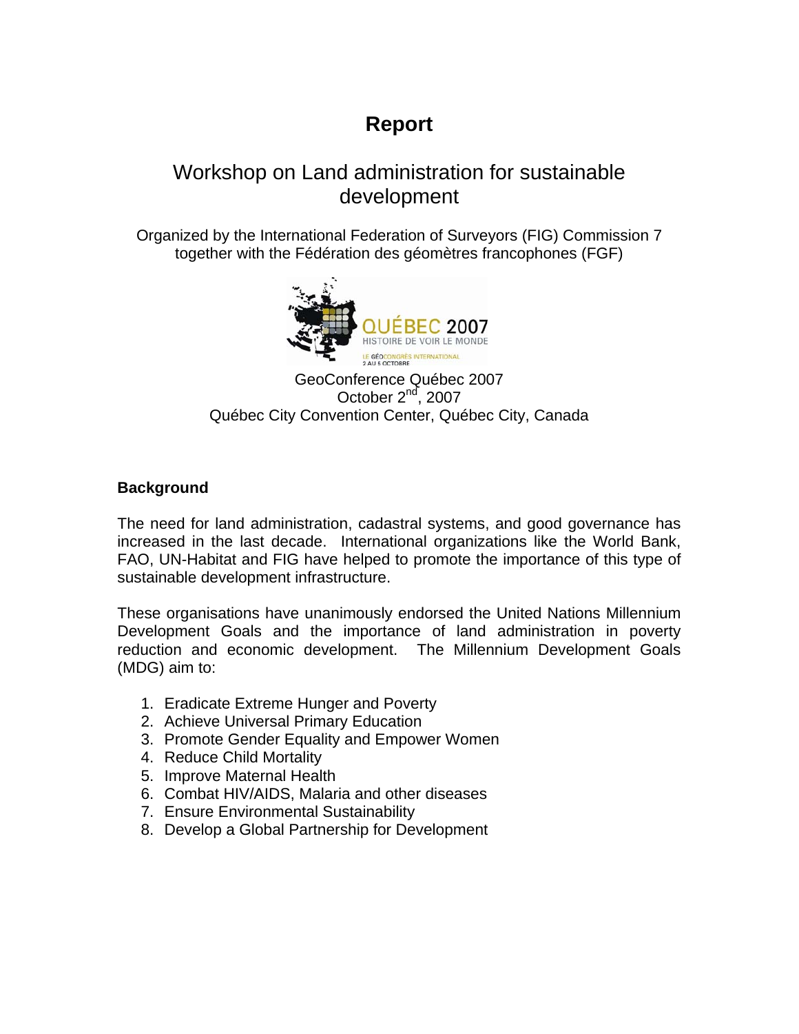# Report

## Workshop on Land administration for sustainable development

Organized by the International Federation of Surveyors (FIG) Commission 7 together with the Fédération des géomètres francophones (FGF)

GeoConference Québec 2007
October 2nd, 2007
Québec City Convention Center, Québec City, Canada

### Background

The need for land administration, cadastral systems, and good governance has increased in the last decade. International organizations like the World Bank, FAO, UN-Habitat and FIG have helped to promote the importance of this type of sustainable development infrastructure.

These organisations have unanimously endorsed the United Nations Millennium Development Goals and the importance of land administration in poverty reduction and economic development. The Millennium Development Goals (MDG) aim to:

1. Eradicate Extreme Hunger and Poverty
2. Achieve Universal Primary Education
3. Promote Gender Equality and Empower Women
4. Reduce Child Mortality
5. Improve Maternal Health
6. Combat HIV/AIDS, Malaria and other diseases
7. Ensure Environmental Sustainability
8. Develop a Global Partnership for Development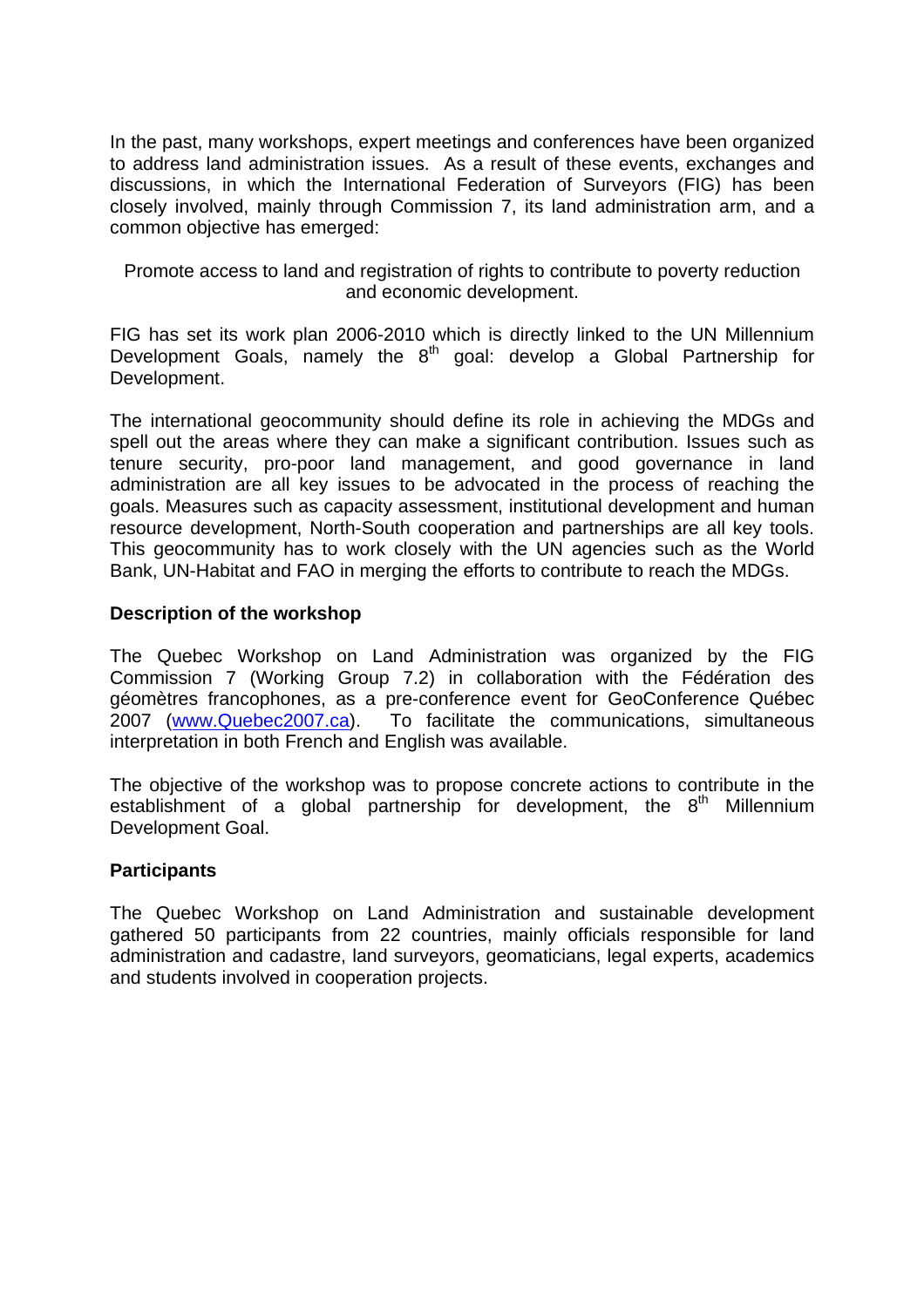In the past, many workshops, expert meetings and conferences have been organized to address land administration issues. As a result of these events, exchanges and discussions, in which the International Federation of Surveyors (FIG) has been closely involved, mainly through Commission 7, its land administration arm, and a common objective has emerged:

Promote access to land and registration of rights to contribute to poverty reduction and economic development.

FIG has set its work plan 2006-2010 which is directly linked to the UN Millennium Development Goals, namely the 8th goal: develop a Global Partnership for Development.

The international geocommunity should define its role in achieving the MDGs and spell out the areas where they can make a significant contribution. Issues such as tenure security, pro-poor land management, and good governance in land administration are all key issues to be advocated in the process of reaching the goals. Measures such as capacity assessment, institutional development and human resource development, North-South cooperation and partnerships are all key tools. This geocommunity has to work closely with the UN agencies such as the World Bank, UN-Habitat and FAO in merging the efforts to contribute to reach the MDGs.

**Description of the workshop**

The Quebec Workshop on Land Administration was organized by the FIG Commission 7 (Working Group 7.2) in collaboration with the Fédération des géomètres francophones, as a pre-conference event for GeoConference Québec 2007 (www.Quebec2007.ca). To facilitate the communications, simultaneous interpretation in both French and English was available.

The objective of the workshop was to propose concrete actions to contribute in the establishment of a global partnership for development, the 8th Millennium Development Goal.

**Participants**

The Quebec Workshop on Land Administration and sustainable development gathered 50 participants from 22 countries, mainly officials responsible for land administration and cadastre, land surveyors, geomaticians, legal experts, academics and students involved in cooperation projects.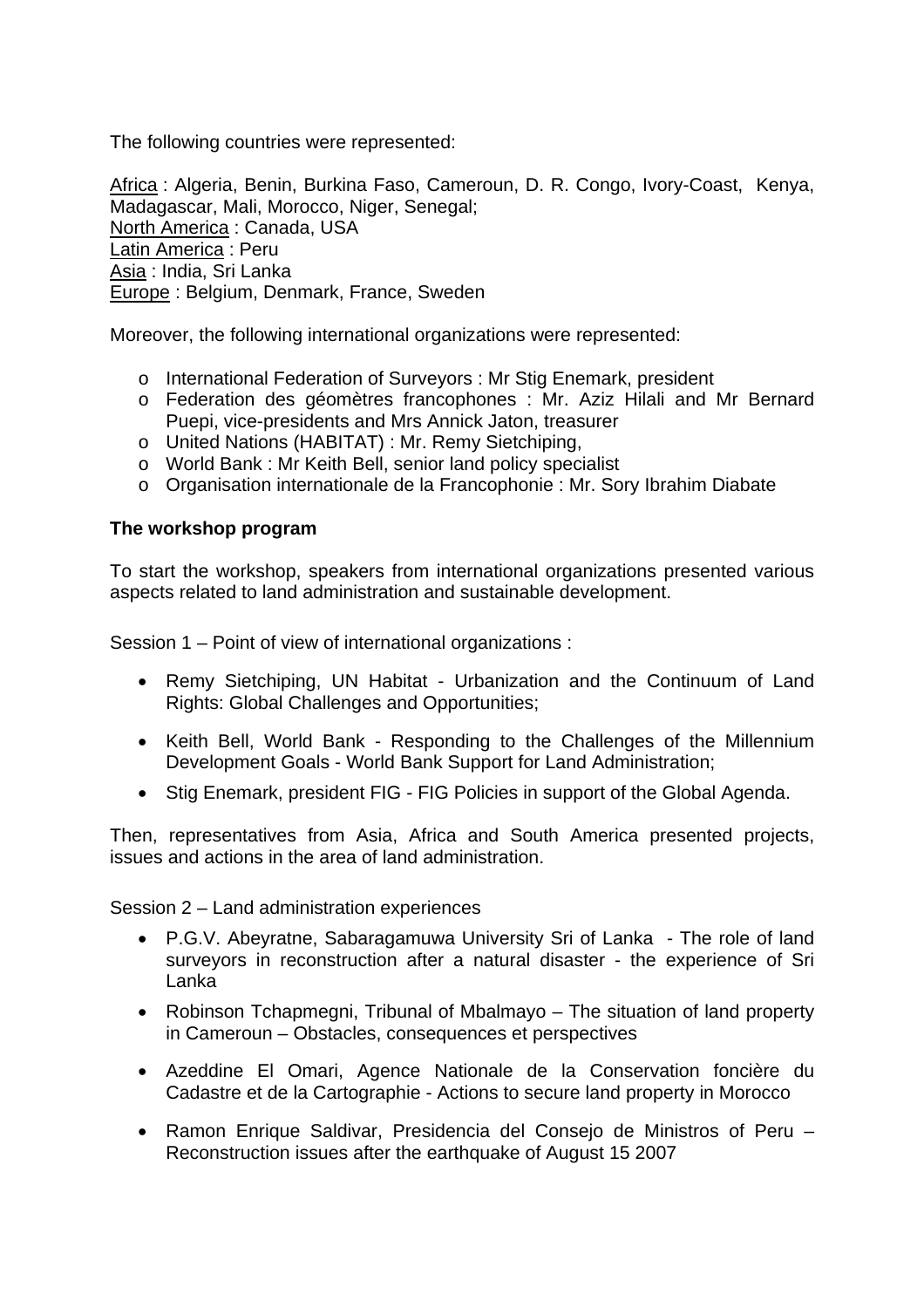The following countries were represented:

Africa : Algeria, Benin, Burkina Faso, Cameroun, D. R. Congo, Ivory-Coast, Kenya, Madagascar, Mali, Morocco, Niger, Senegal;
North America : Canada, USA
Latin America : Peru
Asia : India, Sri Lanka
Europe : Belgium, Denmark, France, Sweden

Moreover, the following international organizations were represented:

- International Federation of Surveyors : Mr Stig Enemark, president
- Federation des géomètres francophones : Mr. Aziz Hilali and Mr Bernard Puepi, vice-presidents and Mrs Annick Jaton, treasurer
- United Nations (HABITAT) : Mr. Remy Sietchiping,
- World Bank : Mr Keith Bell, senior land policy specialist
- Organisation internationale de la Francophonie : Mr. Sory Ibrahim Diabate

**The workshop program**

To start the workshop, speakers from international organizations presented various aspects related to land administration and sustainable development.

Session 1 – Point of view of international organizations :

- Remy Sietchiping, UN Habitat - Urbanization and the Continuum of Land Rights: Global Challenges and Opportunities;
- Keith Bell, World Bank - Responding to the Challenges of the Millennium Development Goals - World Bank Support for Land Administration;
- Stig Enemark, president FIG - FIG Policies in support of the Global Agenda.

Then, representatives from Asia, Africa and South America presented projects, issues and actions in the area of land administration.

Session 2 – Land administration experiences

- P.G.V. Abeyratne, Sabaragamuwa University Sri of Lanka - The role of land surveyors in reconstruction after a natural disaster - the experience of Sri Lanka
- Robinson Tchapmegni, Tribunal of Mbalmayo – The situation of land property in Cameroun – Obstacles, consequences et perspectives
- Azeddine El Omari, Agence Nationale de la Conservation foncière du Cadastre et de la Cartographie - Actions to secure land property in Morocco
- Ramon Enrique Saldivar, Presidencia del Consejo de Ministros of Peru – Reconstruction issues after the earthquake of August 15 2007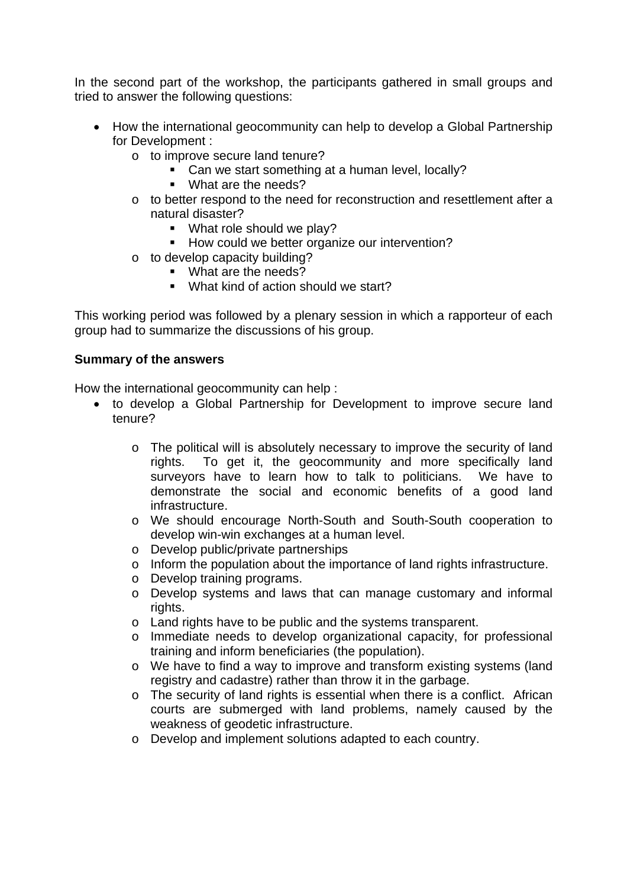In the second part of the workshop, the participants gathered in small groups and tried to answer the following questions:

- How the international geocommunity can help to develop a Global Partnership for Development :
    - to improve secure land tenure?
        - Can we start something at a human level, locally?
        - What are the needs?
    - to better respond to the need for reconstruction and resettlement after a natural disaster?
        - What role should we play?
        - How could we better organize our intervention?
    - to develop capacity building?
        - What are the needs?
        - What kind of action should we start?

This working period was followed by a plenary session in which a rapporteur of each group had to summarize the discussions of his group.

**Summary of the answers**

How the international geocommunity can help :

- to develop a Global Partnership for Development to improve secure land tenure?
    - The political will is absolutely necessary to improve the security of land rights. To get it, the geocommunity and more specifically land surveyors have to learn how to talk to politicians. We have to demonstrate the social and economic benefits of a good land infrastructure.
    - We should encourage North-South and South-South cooperation to develop win-win exchanges at a human level.
    - Develop public/private partnerships
    - Inform the population about the importance of land rights infrastructure.
    - Develop training programs.
    - Develop systems and laws that can manage customary and informal rights.
    - Land rights have to be public and the systems transparent.
    - Immediate needs to develop organizational capacity, for professional training and inform beneficiaries (the population).
    - We have to find a way to improve and transform existing systems (land registry and cadastre) rather than throw it in the garbage.
    - The security of land rights is essential when there is a conflict. African courts are submerged with land problems, namely caused by the weakness of geodetic infrastructure.
    - Develop and implement solutions adapted to each country.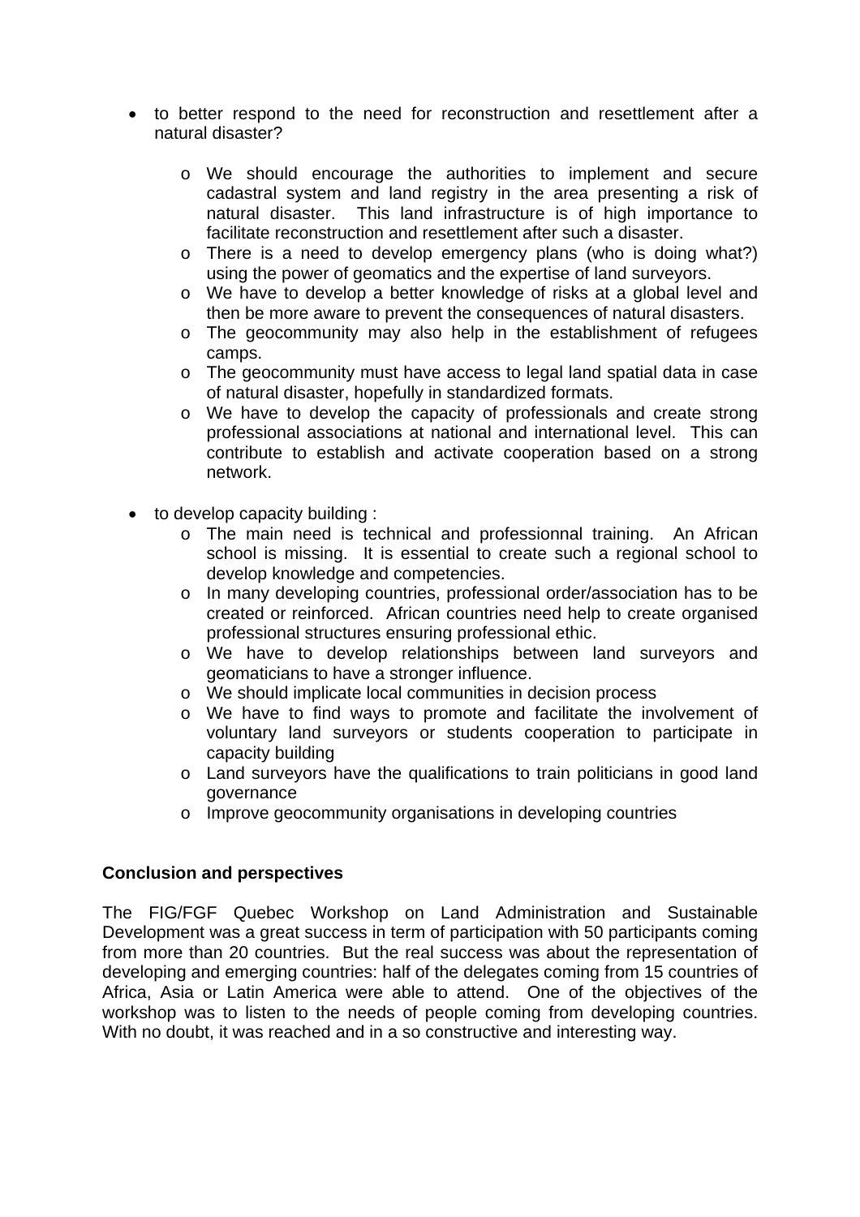- to better respond to the need for reconstruction and resettlement after a natural disaster?

    - We should encourage the authorities to implement and secure cadastral system and land registry in the area presenting a risk of natural disaster. This land infrastructure is of high importance to facilitate reconstruction and resettlement after such a disaster.
    - There is a need to develop emergency plans (who is doing what?) using the power of geomatics and the expertise of land surveyors.
    - We have to develop a better knowledge of risks at a global level and then be more aware to prevent the consequences of natural disasters.
    - The geocommunity may also help in the establishment of refugees camps.
    - The geocommunity must have access to legal land spatial data in case of natural disaster, hopefully in standardized formats.
    - We have to develop the capacity of professionals and create strong professional associations at national and international level. This can contribute to establish and activate cooperation based on a strong network.

- to develop capacity building :
    - The main need is technical and professionnal training. An African school is missing. It is essential to create such a regional school to develop knowledge and competencies.
    - In many developing countries, professional order/association has to be created or reinforced. African countries need help to create organised professional structures ensuring professional ethic.
    - We have to develop relationships between land surveyors and geomaticians to have a stronger influence.
    - We should implicate local communities in decision process
    - We have to find ways to promote and facilitate the involvement of voluntary land surveyors or students cooperation to participate in capacity building
    - Land surveyors have the qualifications to train politicians in good land governance
    - Improve geocommunity organisations in developing countries

**Conclusion and perspectives**

The FIG/FGF Quebec Workshop on Land Administration and Sustainable Development was a great success in term of participation with 50 participants coming from more than 20 countries. But the real success was about the representation of developing and emerging countries: half of the delegates coming from 15 countries of Africa, Asia or Latin America were able to attend. One of the objectives of the workshop was to listen to the needs of people coming from developing countries. With no doubt, it was reached and in a so constructive and interesting way.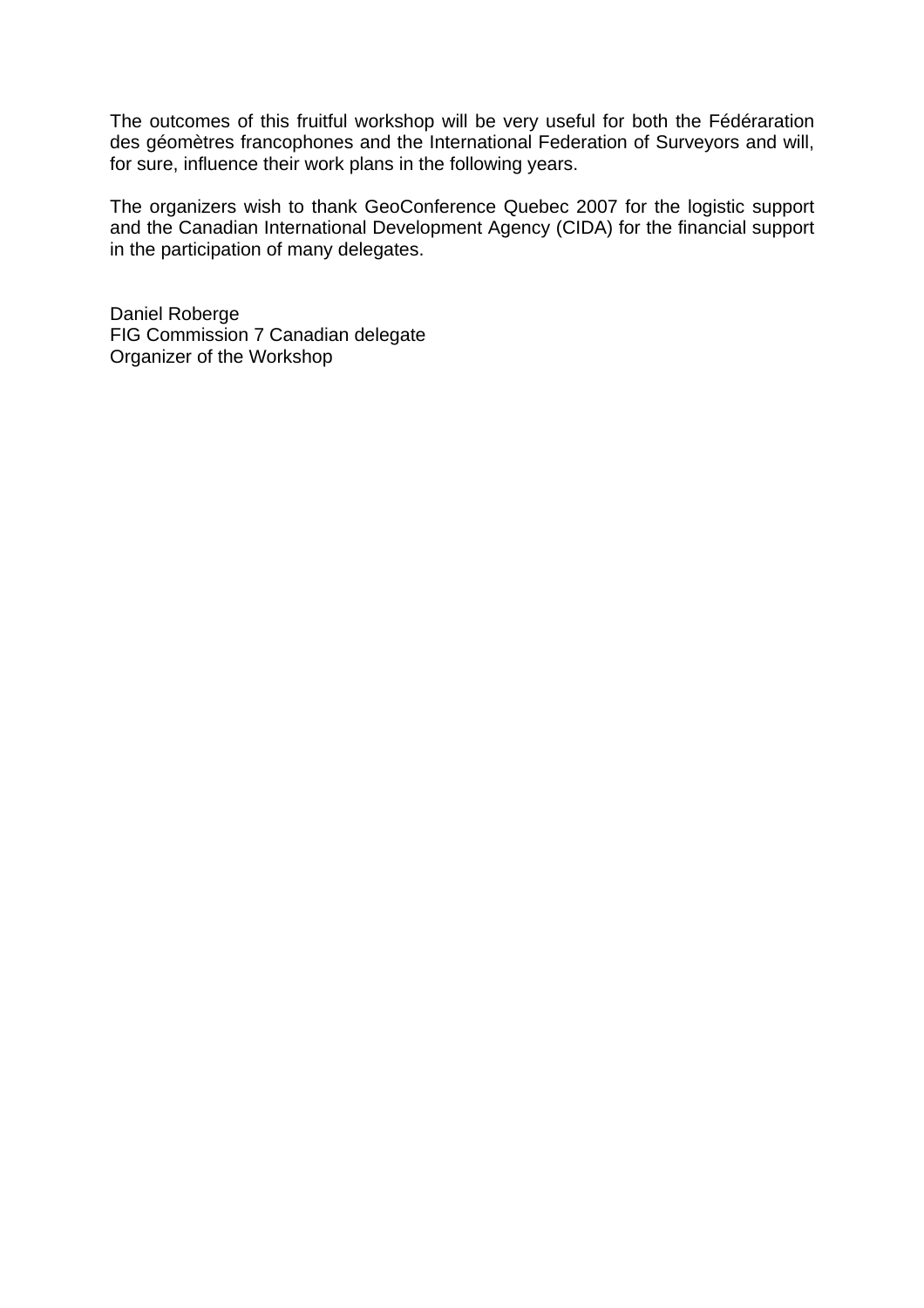The outcomes of this fruitful workshop will be very useful for both the Fédéraration des géomètres francophones and the International Federation of Surveyors and will, for sure, influence their work plans in the following years.

The organizers wish to thank GeoConference Quebec 2007 for the logistic support and the Canadian International Development Agency (CIDA) for the financial support in the participation of many delegates.

Daniel Roberge  
FIG Commission 7 Canadian delegate  
Organizer of the Workshop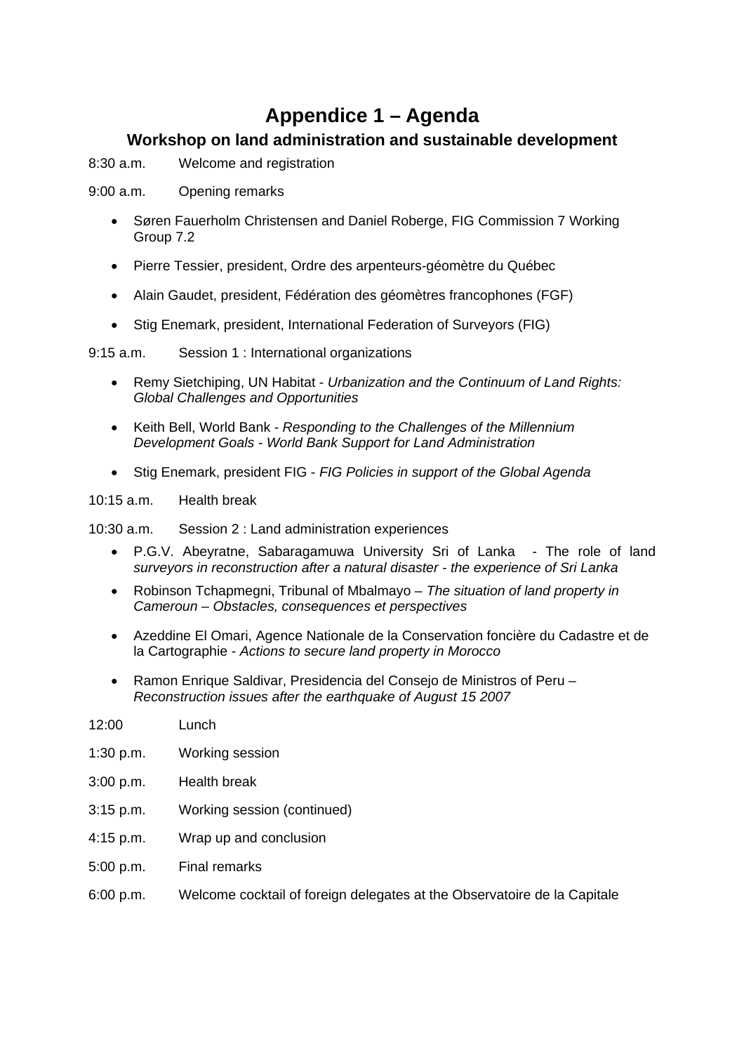# Appendice 1 – Agenda

### Workshop on land administration and sustainable development

8:30 a.m. Welcome and registration

9:00 a.m. Opening remarks

- Søren Fauerholm Christensen and Daniel Roberge, FIG Commission 7 Working Group 7.2
- Pierre Tessier, president, Ordre des arpenteurs-géomètre du Québec
- Alain Gaudet, president, Fédération des géomètres francophones (FGF)
- Stig Enemark, president, International Federation of Surveyors (FIG)

9:15 a.m. Session 1 : International organizations

- Remy Sietchiping, UN Habitat - *Urbanization and the Continuum of Land Rights: Global Challenges and Opportunities*
- Keith Bell, World Bank - *Responding to the Challenges of the Millennium Development Goals - World Bank Support for Land Administration*
- Stig Enemark, president FIG - *FIG Policies in support of the Global Agenda*

10:15 a.m. Health break

10:30 a.m. Session 2 : Land administration experiences

- P.G.V. Abeyratne, Sabaragamuwa University Sri of Lanka - The role of land *surveyors in reconstruction after a natural disaster - the experience of Sri Lanka*
- Robinson Tchapmegni, Tribunal of Mbalmayo – *The situation of land property in Cameroun – Obstacles, consequences et perspectives*
- Azeddine El Omari, Agence Nationale de la Conservation foncière du Cadastre et de la Cartographie - *Actions to secure land property in Morocco*
- Ramon Enrique Saldivar, Presidencia del Consejo de Ministros of Peru – *Reconstruction issues after the earthquake of August 15 2007*

12:00 Lunch

1:30 p.m. Working session

3:00 p.m. Health break

3:15 p.m. Working session (continued)

4:15 p.m. Wrap up and conclusion

5:00 p.m. Final remarks

6:00 p.m. Welcome cocktail of foreign delegates at the Observatoire de la Capitale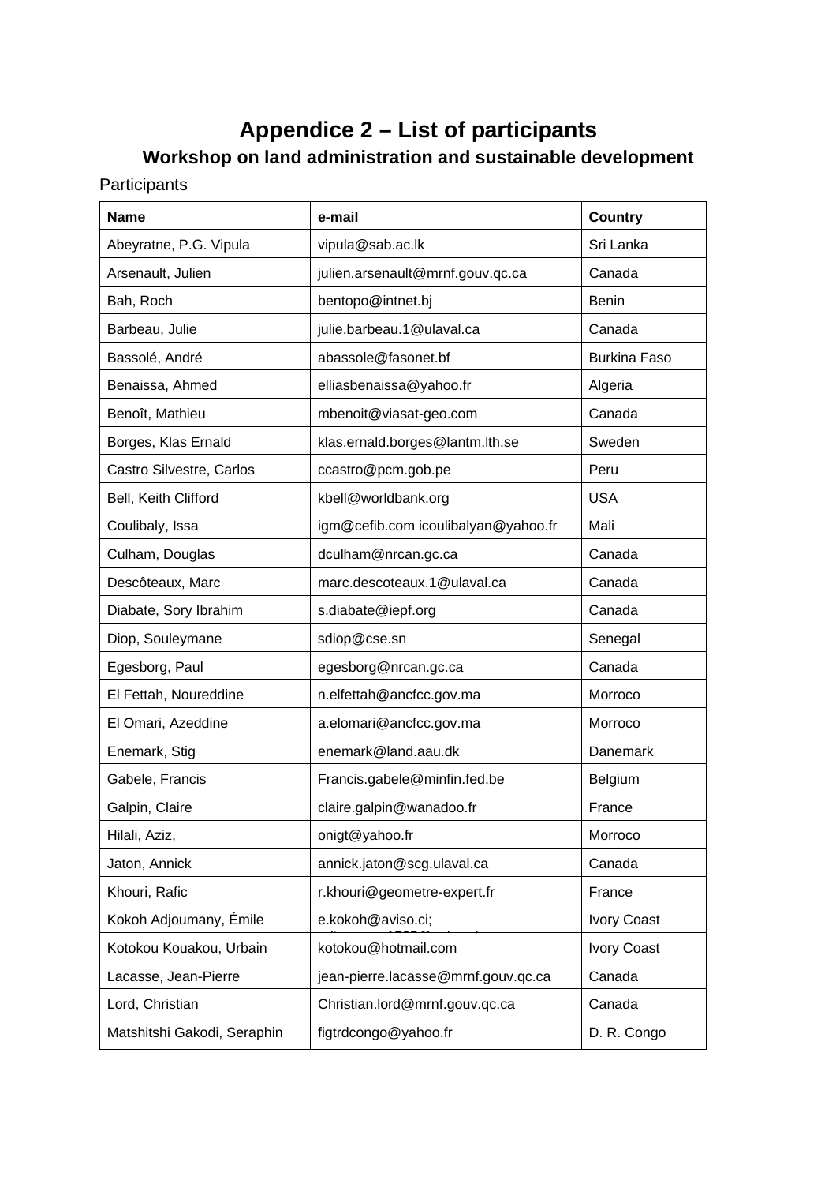# Appendice 2 – List of participants

## Workshop on land administration and sustainable development

Participants

| Name | e-mail | Country |
|---|---|---|
| Abeyratne, P.G. Vipula | vipula@sab.ac.lk | Sri Lanka |
| Arsenault, Julien | julien.arsenault@mrnf.gouv.qc.ca | Canada |
| Bah, Roch | bentopo@intnet.bj | Benin |
| Barbeau, Julie | julie.barbeau.1@ulaval.ca | Canada |
| Bassolé, André | abassole@fasonet.bf | Burkina Faso |
| Benaissa, Ahmed | elliasbenaissa@yahoo.fr | Algeria |
| Benoît, Mathieu | mbenoit@viasat-geo.com | Canada |
| Borges, Klas Ernald | klas.ernald.borges@lantm.lth.se | Sweden |
| Castro Silvestre, Carlos | ccastro@pcm.gob.pe | Peru |
| Bell, Keith Clifford | kbell@worldbank.org | USA |
| Coulibaly, Issa | igm@cefib.com icoulibalyan@yahoo.fr | Mali |
| Culham, Douglas | dculham@nrcan.gc.ca | Canada |
| Descôteaux, Marc | marc.descoteaux.1@ulaval.ca | Canada |
| Diabate, Sory Ibrahim | s.diabate@iepf.org | Canada |
| Diop, Souleymane | sdiop@cse.sn | Senegal |
| Egesborg, Paul | egesborg@nrcan.gc.ca | Canada |
| El Fettah, Noureddine | n.elfettah@ancfcc.gov.ma | Morroco |
| El Omari, Azeddine | a.elomari@ancfcc.gov.ma | Morroco |
| Enemark, Stig | enemark@land.aau.dk | Danemark |
| Gabele, Francis | Francis.gabele@minfin.fed.be | Belgium |
| Galpin, Claire | claire.galpin@wanadoo.fr | France |
| Hilali, Aziz, | onigt@yahoo.fr | Morroco |
| Jaton, Annick | annick.jaton@scg.ulaval.ca | Canada |
| Khouri, Rafic | r.khouri@geometre-expert.fr | France |
| Kokoh Adjoumany, Émile | e.kokoh@aviso.ci; | Ivory Coast |
| Kotokou Kouakou, Urbain | kotokou@hotmail.com | Ivory Coast |
| Lacasse, Jean-Pierre | jean-pierre.lacasse@mrnf.gouv.qc.ca | Canada |
| Lord, Christian | Christian.lord@mrnf.gouv.qc.ca | Canada |
| Matshitshi Gakodi, Seraphin | figtrdcongo@yahoo.fr | D. R. Congo |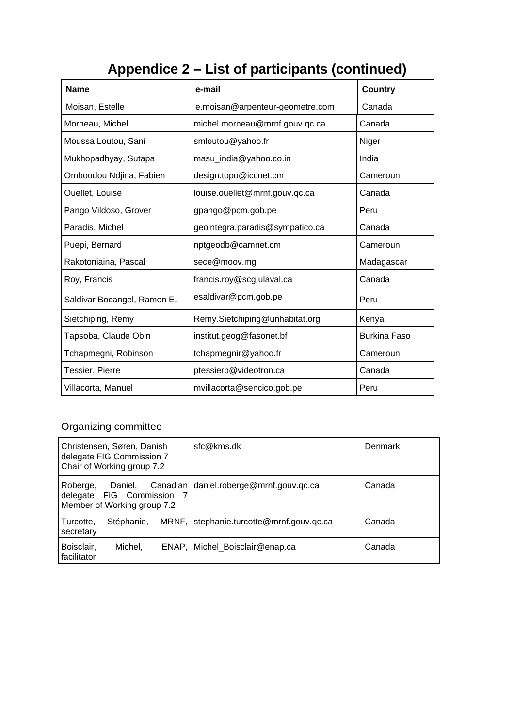# Appendice 2 – List of participants (continued)

| Name | e-mail | Country |
|---|---|---|
| Moisan, Estelle | e.moisan@arpenteur-geometre.com | Canada |
| Morneau, Michel | michel.morneau@mrnf.gouv.qc.ca | Canada |
| Moussa Loutou, Sani | smloutou@yahoo.fr | Niger |
| Mukhopadhyay, Sutapa | masu_india@yahoo.co.in | India |
| Omboudou Ndjina, Fabien | design.topo@iccnet.cm | Cameroun |
| Ouellet, Louise | louise.ouellet@mrnf.gouv.qc.ca | Canada |
| Pango Vildoso, Grover | gpango@pcm.gob.pe | Peru |
| Paradis, Michel | geointegra.paradis@sympatico.ca | Canada |
| Puepi, Bernard | nptgeodb@camnet.cm | Cameroun |
| Rakotoniaina, Pascal | sece@moov.mg | Madagascar |
| Roy, Francis | francis.roy@scg.ulaval.ca | Canada |
| Saldivar Bocangel, Ramon E. | esaldivar@pcm.gob.pe | Peru |
| Sietchiping, Remy | Remy.Sietchiping@unhabitat.org | Kenya |
| Tapsoba, Claude Obin | institut.geog@fasonet.bf | Burkina Faso |
| Tchapmegni, Robinson | tchapmegnir@yahoo.fr | Cameroun |
| Tessier, Pierre | ptessierp@videotron.ca | Canada |
| Villacorta, Manuel | mvillacorta@sencico.gob.pe | Peru |

## Organizing committee

| | | |
|---|---|---|
| Christensen, Søren, Danish delegate FIG Commission 7 Chair of Working group 7.2 | sfc@kms.dk | Denmark |
| Roberge, Daniel, Canadian delegate FIG Commission 7 Member of Working group 7.2 | daniel.roberge@mrnf.gouv.qc.ca | Canada |
| Turcotte, Stéphanie, MRNF, secretary | stephanie.turcotte@mrnf.gouv.qc.ca | Canada |
| Boisclair, Michel, ENAP, facilitator | Michel_Boisclair@enap.ca | Canada |